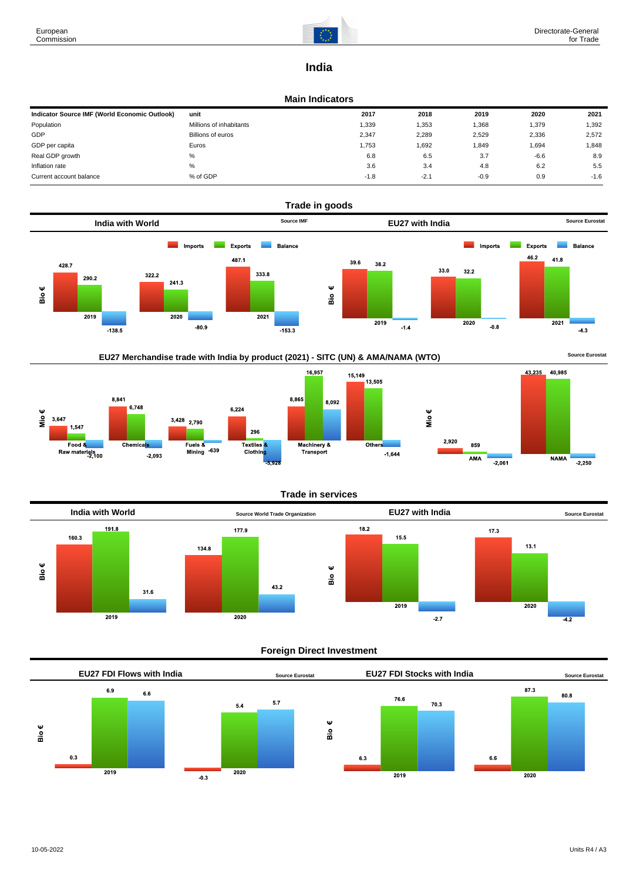# India

## Main Indicators

| Indicator Source IMF (World Economic Outlook) | unit | 2017 | 2018 | 2019 | 2020 | 2021 |
|---|---|---|---|---|---|---|
| Population | Millions of inhabitants | 1,339 | 1,353 | 1,368 | 1,379 | 1,392 |
| GDP | Billions of euros | 2,347 | 2,289 | 2,529 | 2,336 | 2,572 |
| GDP per capita | Euros | 1,753 | 1,692 | 1,849 | 1,694 | 1,848 |
| Real GDP growth | % | 6.8 | 6.5 | 3.7 | -6.6 | 8.9 |
| Inflation rate | % | 3.6 | 3.4 | 4.8 | 6.2 | 5.5 |
| Current account balance | % of GDP | -1.8 | -2.1 | -0.9 | 0.9 | -1.6 |

## Trade in goods

### India with World

Source IMF

Bio €

| | Imports | Exports | Balance |
|---|---|---|---|
| 2019 | 428.7 | 290.2 | -138.5 |
| 2020 | 322.2 | 241.3 | -80.9 |
| 2021 | 487.1 | 333.8 | -153.3 |

### EU27 with India

Source Eurostat

Bio €

| | Imports | Exports | Balance |
|---|---|---|---|
| 2019 | 39.6 | 38.2 | -1.4 |
| 2020 | 33.0 | 32.2 | -0.8 |
| 2021 | 46.2 | 41.8 | -4.3 |

### EU27 Merchandise trade with India by product (2021) - SITC (UN) & AMA/NAMA (WTO)

Source Eurostat

Mio €

| | Imports | Exports | Balance |
|---|---|---|---|
| Food & Raw materials | 3,647 | 1,547 | -2,100 |
| Chemicals | 8,841 | 6,748 | -2,093 |
| Fuels & Mining | 3,428 | 2,790 | -639 |
| Textiles & Clothing | 6,224 | 296 | -5,928 |
| Machinery & Transport | 8,865 | 16,957 | 8,092 |
| Others | 15,149 | 13,505 | -1,644 |

Mio €

| | Imports | Exports | Balance |
|---|---|---|---|
| AMA | 2,920 | 859 | -2,061 |
| NAMA | 43,235 | 40,985 | -2,250 |

## Trade in services

### India with World

Source World Trade Organization

Bio €

| | Imports | Exports | Balance |
|---|---|---|---|
| 2019 | 160.3 | 191.8 | 31.6 |
| 2020 | 134.8 | 177.9 | 43.2 |

### EU27 with India

Source Eurostat

Bio €

| | Imports | Exports | Balance |
|---|---|---|---|
| 2019 | 18.2 | 15.5 | -2.7 |
| 2020 | 17.3 | 13.1 | -4.2 |

## Foreign Direct Investment

### EU27 FDI Flows with India

Source Eurostat

Bio €

| | | | |
|---|---|---|---|
| 2019 | 0.3 | 6.9 | 6.6 |
| 2020 | -0.3 | 5.4 | 5.7 |

### EU27 FDI Stocks with India

Source Eurostat

Bio €

| | | | |
|---|---|---|---|
| 2019 | 6.3 | 76.6 | 70.3 |
| 2020 | 6.6 | 87.3 | 80.8 |

10-05-2022

Units R4 / A3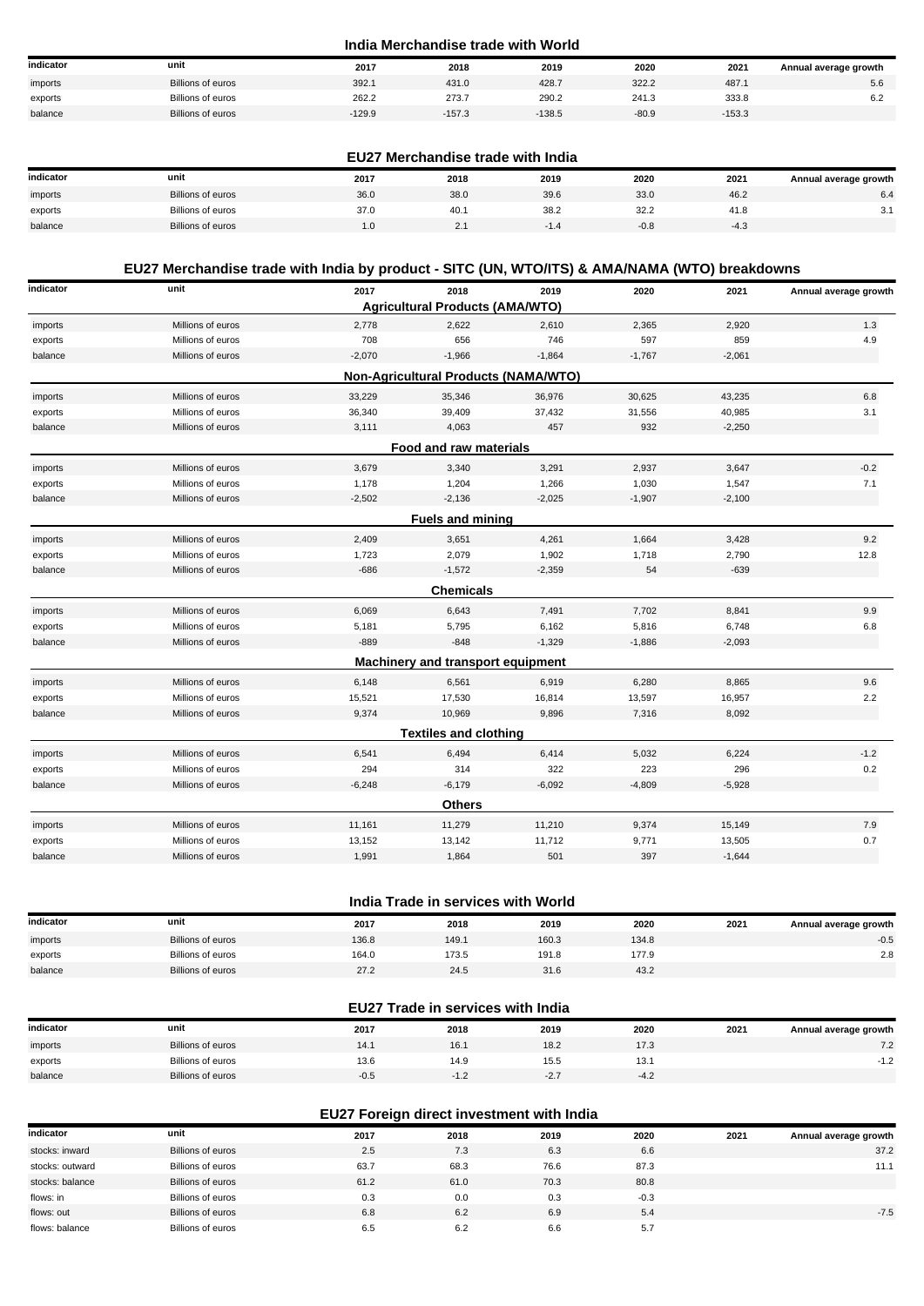## India Merchandise trade with World

| indicator | unit | 2017 | 2018 | 2019 | 2020 | 2021 | Annual average growth |
|---|---|---|---|---|---|---|---|
| imports | Billions of euros | 392.1 | 431.0 | 428.7 | 322.2 | 487.1 | 5.6 |
| exports | Billions of euros | 262.2 | 273.7 | 290.2 | 241.3 | 333.8 | 6.2 |
| balance | Billions of euros | -129.9 | -157.3 | -138.5 | -80.9 | -153.3 | |

## EU27 Merchandise trade with India

| indicator | unit | 2017 | 2018 | 2019 | 2020 | 2021 | Annual average growth |
|---|---|---|---|---|---|---|---|
| imports | Billions of euros | 36.0 | 38.0 | 39.6 | 33.0 | 46.2 | 6.4 |
| exports | Billions of euros | 37.0 | 40.1 | 38.2 | 32.2 | 41.8 | 3.1 |
| balance | Billions of euros | 1.0 | 2.1 | -1.4 | -0.8 | -4.3 | |

## EU27 Merchandise trade with India by product - SITC (UN, WTO/ITS) & AMA/NAMA (WTO) breakdowns

| indicator | unit | 2017 | 2018 | 2019 | 2020 | 2021 | Annual average growth |
|---|---|---|---|---|---|---|---|
| | | | **Agricultural Products (AMA/WTO)** | | | | |
| imports | Millions of euros | 2,778 | 2,622 | 2,610 | 2,365 | 2,920 | 1.3 |
| exports | Millions of euros | 708 | 656 | 746 | 597 | 859 | 4.9 |
| balance | Millions of euros | -2,070 | -1,966 | -1,864 | -1,767 | -2,061 | |
| | | | **Non-Agricultural Products (NAMA/WTO)** | | | | |
| imports | Millions of euros | 33,229 | 35,346 | 36,976 | 30,625 | 43,235 | 6.8 |
| exports | Millions of euros | 36,340 | 39,409 | 37,432 | 31,556 | 40,985 | 3.1 |
| balance | Millions of euros | 3,111 | 4,063 | 457 | 932 | -2,250 | |
| | | | **Food and raw materials** | | | | |
| imports | Millions of euros | 3,679 | 3,340 | 3,291 | 2,937 | 3,647 | -0.2 |
| exports | Millions of euros | 1,178 | 1,204 | 1,266 | 1,030 | 1,547 | 7.1 |
| balance | Millions of euros | -2,502 | -2,136 | -2,025 | -1,907 | -2,100 | |
| | | | **Fuels and mining** | | | | |
| imports | Millions of euros | 2,409 | 3,651 | 4,261 | 1,664 | 3,428 | 9.2 |
| exports | Millions of euros | 1,723 | 2,079 | 1,902 | 1,718 | 2,790 | 12.8 |
| balance | Millions of euros | -686 | -1,572 | -2,359 | 54 | -639 | |
| | | | **Chemicals** | | | | |
| imports | Millions of euros | 6,069 | 6,643 | 7,491 | 7,702 | 8,841 | 9.9 |
| exports | Millions of euros | 5,181 | 5,795 | 6,162 | 5,816 | 6,748 | 6.8 |
| balance | Millions of euros | -889 | -848 | -1,329 | -1,886 | -2,093 | |
| | | | **Machinery and transport equipment** | | | | |
| imports | Millions of euros | 6,148 | 6,561 | 6,919 | 6,280 | 8,865 | 9.6 |
| exports | Millions of euros | 15,521 | 17,530 | 16,814 | 13,597 | 16,957 | 2.2 |
| balance | Millions of euros | 9,374 | 10,969 | 9,896 | 7,316 | 8,092 | |
| | | | **Textiles and clothing** | | | | |
| imports | Millions of euros | 6,541 | 6,494 | 6,414 | 5,032 | 6,224 | -1.2 |
| exports | Millions of euros | 294 | 314 | 322 | 223 | 296 | 0.2 |
| balance | Millions of euros | -6,248 | -6,179 | -6,092 | -4,809 | -5,928 | |
| | | | **Others** | | | | |
| imports | Millions of euros | 11,161 | 11,279 | 11,210 | 9,374 | 15,149 | 7.9 |
| exports | Millions of euros | 13,152 | 13,142 | 11,712 | 9,771 | 13,505 | 0.7 |
| balance | Millions of euros | 1,991 | 1,864 | 501 | 397 | -1,644 | |

## India Trade in services with World

| indicator | unit | 2017 | 2018 | 2019 | 2020 | 2021 | Annual average growth |
|---|---|---|---|---|---|---|---|
| imports | Billions of euros | 136.8 | 149.1 | 160.3 | 134.8 | | -0.5 |
| exports | Billions of euros | 164.0 | 173.5 | 191.8 | 177.9 | | 2.8 |
| balance | Billions of euros | 27.2 | 24.5 | 31.6 | 43.2 | | |

## EU27 Trade in services with India

| indicator | unit | 2017 | 2018 | 2019 | 2020 | 2021 | Annual average growth |
|---|---|---|---|---|---|---|---|
| imports | Billions of euros | 14.1 | 16.1 | 18.2 | 17.3 | | 7.2 |
| exports | Billions of euros | 13.6 | 14.9 | 15.5 | 13.1 | | -1.2 |
| balance | Billions of euros | -0.5 | -1.2 | -2.7 | -4.2 | | |

## EU27 Foreign direct investment with India

| indicator | unit | 2017 | 2018 | 2019 | 2020 | 2021 | Annual average growth |
|---|---|---|---|---|---|---|---|
| stocks: inward | Billions of euros | 2.5 | 7.3 | 6.3 | 6.6 | | 37.2 |
| stocks: outward | Billions of euros | 63.7 | 68.3 | 76.6 | 87.3 | | 11.1 |
| stocks: balance | Billions of euros | 61.2 | 61.0 | 70.3 | 80.8 | | |
| flows: in | Billions of euros | 0.3 | 0.0 | 0.3 | -0.3 | | |
| flows: out | Billions of euros | 6.8 | 6.2 | 6.9 | 5.4 | | -7.5 |
| flows: balance | Billions of euros | 6.5 | 6.2 | 6.6 | 5.7 | | |